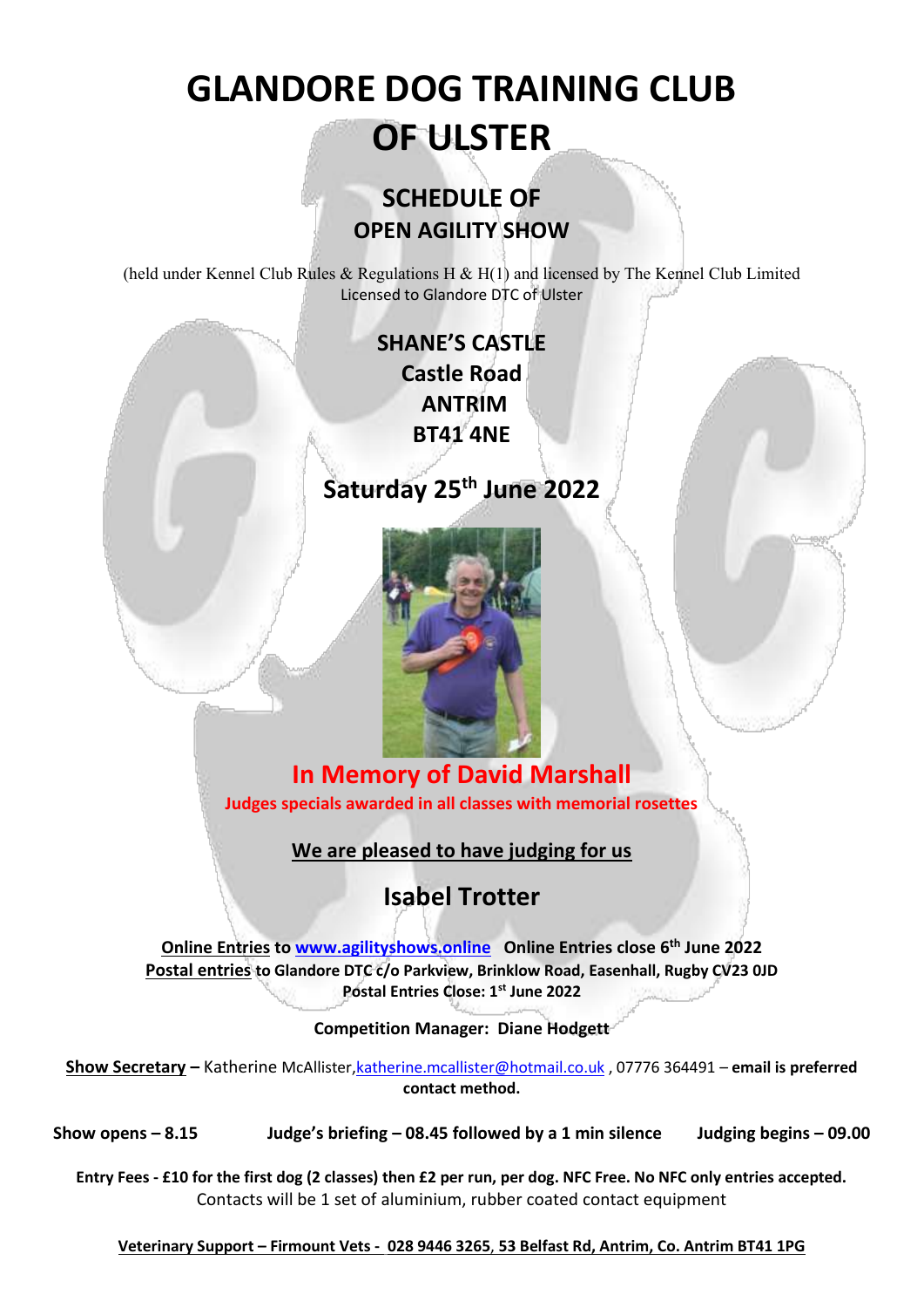# GLANDORE DOG TRAINING CLUB OF ULSTER

## SCHEDULE OF OPEN AGILITY SHOW

(held under Kennel Club Rules & Regulations H & H(1) and licensed by The Kennel Club Limited
Licensed to Glandore DTC of Ulster

**SHANE'S CASTLE**
**Castle Road**
**ANTRIM**
**BT41 4NE**

## Saturday 25th June 2022

## In Memory of David Marshall

**Judges specials awarded in all classes with memorial rosettes**

**We are pleased to have judging for us**

## Isabel Trotter

**Online Entries to www.agilityshows.online  Online Entries close 6th June 2022**
**Postal entries to Glandore DTC c/o Parkview, Brinklow Road, Easenhall, Rugby CV23 0JD**
**Postal Entries Close: 1st June 2022**

**Competition Manager: Diane Hodgett**

**Show Secretary** – Katherine McAllister, katherine.mcallister@hotmail.co.uk , 07776 364491 – **email is preferred contact method.**

**Show opens – 8.15**   **Judge's briefing – 08.45 followed by a 1 min silence**   **Judging begins – 09.00**

**Entry Fees - £10 for the first dog (2 classes) then £2 per run, per dog. NFC Free. No NFC only entries accepted.**
Contacts will be 1 set of aluminium, rubber coated contact equipment

**Veterinary Support – Firmount Vets - 028 9446 3265, 53 Belfast Rd, Antrim, Co. Antrim BT41 1PG**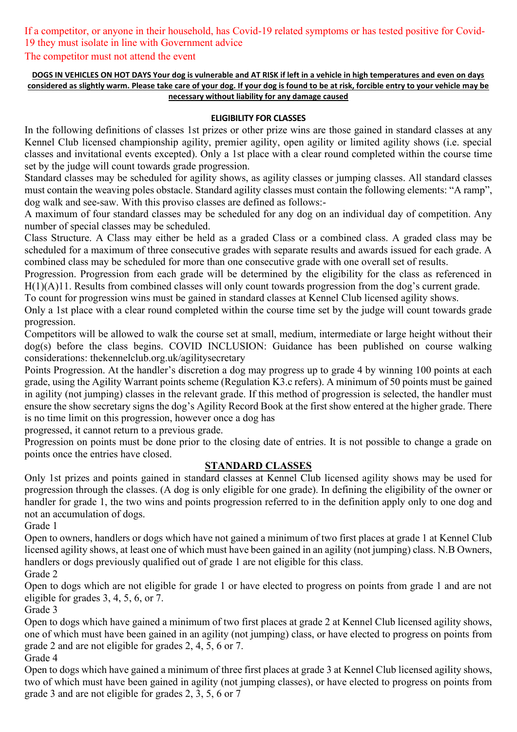If a competitor, or anyone in their household, has Covid-19 related symptoms or has tested positive for Covid-19 they must isolate in line with Government advice

The competitor must not attend the event

**DOGS IN VEHICLES ON HOT DAYS Your dog is vulnerable and AT RISK if left in a vehicle in high temperatures and even on days considered as slightly warm. Please take care of your dog. If your dog is found to be at risk, forcible entry to your vehicle may be necessary without liability for any damage caused**

**ELIGIBILITY FOR CLASSES**

In the following definitions of classes 1st prizes or other prize wins are those gained in standard classes at any Kennel Club licensed championship agility, premier agility, open agility or limited agility shows (i.e. special classes and invitational events excepted). Only a 1st place with a clear round completed within the course time set by the judge will count towards grade progression.

Standard classes may be scheduled for agility shows, as agility classes or jumping classes. All standard classes must contain the weaving poles obstacle. Standard agility classes must contain the following elements: "A ramp", dog walk and see-saw. With this proviso classes are defined as follows:-

A maximum of four standard classes may be scheduled for any dog on an individual day of competition. Any number of special classes may be scheduled.

Class Structure. A Class may either be held as a graded Class or a combined class. A graded class may be scheduled for a maximum of three consecutive grades with separate results and awards issued for each grade. A combined class may be scheduled for more than one consecutive grade with one overall set of results.

Progression. Progression from each grade will be determined by the eligibility for the class as referenced in H(1)(A)11. Results from combined classes will only count towards progression from the dog's current grade.

To count for progression wins must be gained in standard classes at Kennel Club licensed agility shows.

Only a 1st place with a clear round completed within the course time set by the judge will count towards grade progression.

Competitors will be allowed to walk the course set at small, medium, intermediate or large height without their dog(s) before the class begins. COVID INCLUSION: Guidance has been published on course walking considerations: thekennelclub.org.uk/agilitysecretary

Points Progression. At the handler's discretion a dog may progress up to grade 4 by winning 100 points at each grade, using the Agility Warrant points scheme (Regulation K3.c refers). A minimum of 50 points must be gained in agility (not jumping) classes in the relevant grade. If this method of progression is selected, the handler must ensure the show secretary signs the dog's Agility Record Book at the first show entered at the higher grade. There is no time limit on this progression, however once a dog has progressed, it cannot return to a previous grade.

Progression on points must be done prior to the closing date of entries. It is not possible to change a grade on points once the entries have closed.

## STANDARD CLASSES

Only 1st prizes and points gained in standard classes at Kennel Club licensed agility shows may be used for progression through the classes. (A dog is only eligible for one grade). In defining the eligibility of the owner or handler for grade 1, the two wins and points progression referred to in the definition apply only to one dog and not an accumulation of dogs.

Grade 1

Open to owners, handlers or dogs which have not gained a minimum of two first places at grade 1 at Kennel Club licensed agility shows, at least one of which must have been gained in an agility (not jumping) class. N.B Owners, handlers or dogs previously qualified out of grade 1 are not eligible for this class.

Grade 2

Open to dogs which are not eligible for grade 1 or have elected to progress on points from grade 1 and are not eligible for grades 3, 4, 5, 6, or 7.

Grade 3

Open to dogs which have gained a minimum of two first places at grade 2 at Kennel Club licensed agility shows, one of which must have been gained in an agility (not jumping) class, or have elected to progress on points from grade 2 and are not eligible for grades 2, 4, 5, 6 or 7.

Grade 4

Open to dogs which have gained a minimum of three first places at grade 3 at Kennel Club licensed agility shows, two of which must have been gained in agility (not jumping classes), or have elected to progress on points from grade 3 and are not eligible for grades 2, 3, 5, 6 or 7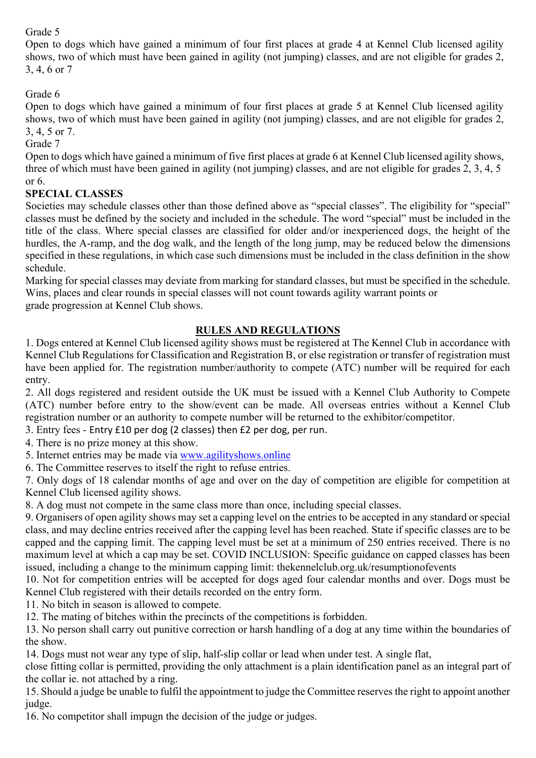Grade 5

Open to dogs which have gained a minimum of four first places at grade 4 at Kennel Club licensed agility shows, two of which must have been gained in agility (not jumping) classes, and are not eligible for grades 2, 3, 4, 6 or 7

Grade 6

Open to dogs which have gained a minimum of four first places at grade 5 at Kennel Club licensed agility shows, two of which must have been gained in agility (not jumping) classes, and are not eligible for grades 2, 3, 4, 5 or 7.

Grade 7

Open to dogs which have gained a minimum of five first places at grade 6 at Kennel Club licensed agility shows, three of which must have been gained in agility (not jumping) classes, and are not eligible for grades 2, 3, 4, 5 or 6.

**SPECIAL CLASSES**

Societies may schedule classes other than those defined above as "special classes". The eligibility for "special" classes must be defined by the society and included in the schedule. The word "special" must be included in the title of the class. Where special classes are classified for older and/or inexperienced dogs, the height of the hurdles, the A-ramp, and the dog walk, and the length of the long jump, may be reduced below the dimensions specified in these regulations, in which case such dimensions must be included in the class definition in the show schedule.

Marking for special classes may deviate from marking for standard classes, but must be specified in the schedule. Wins, places and clear rounds in special classes will not count towards agility warrant points or grade progression at Kennel Club shows.

## RULES AND REGULATIONS

1. Dogs entered at Kennel Club licensed agility shows must be registered at The Kennel Club in accordance with Kennel Club Regulations for Classification and Registration B, or else registration or transfer of registration must have been applied for. The registration number/authority to compete (ATC) number will be required for each entry.
2. All dogs registered and resident outside the UK must be issued with a Kennel Club Authority to Compete (ATC) number before entry to the show/event can be made. All overseas entries without a Kennel Club registration number or an authority to compete number will be returned to the exhibitor/competitor.
3. Entry fees - Entry £10 per dog (2 classes) then £2 per dog, per run.
4. There is no prize money at this show.
5. Internet entries may be made via www.agilityshows.online
6. The Committee reserves to itself the right to refuse entries.
7. Only dogs of 18 calendar months of age and over on the day of competition are eligible for competition at Kennel Club licensed agility shows.
8. A dog must not compete in the same class more than once, including special classes.
9. Organisers of open agility shows may set a capping level on the entries to be accepted in any standard or special class, and may decline entries received after the capping level has been reached. State if specific classes are to be capped and the capping limit. The capping level must be set at a minimum of 250 entries received. There is no maximum level at which a cap may be set. COVID INCLUSION: Specific guidance on capped classes has been issued, including a change to the minimum capping limit: thekennelclub.org.uk/resumptionofevents
10. Not for competition entries will be accepted for dogs aged four calendar months and over. Dogs must be Kennel Club registered with their details recorded on the entry form.
11. No bitch in season is allowed to compete.
12. The mating of bitches within the precincts of the competitions is forbidden.
13. No person shall carry out punitive correction or harsh handling of a dog at any time within the boundaries of the show.
14. Dogs must not wear any type of slip, half-slip collar or lead when under test. A single flat, close fitting collar is permitted, providing the only attachment is a plain identification panel as an integral part of the collar ie. not attached by a ring.
15. Should a judge be unable to fulfil the appointment to judge the Committee reserves the right to appoint another judge.
16. No competitor shall impugn the decision of the judge or judges.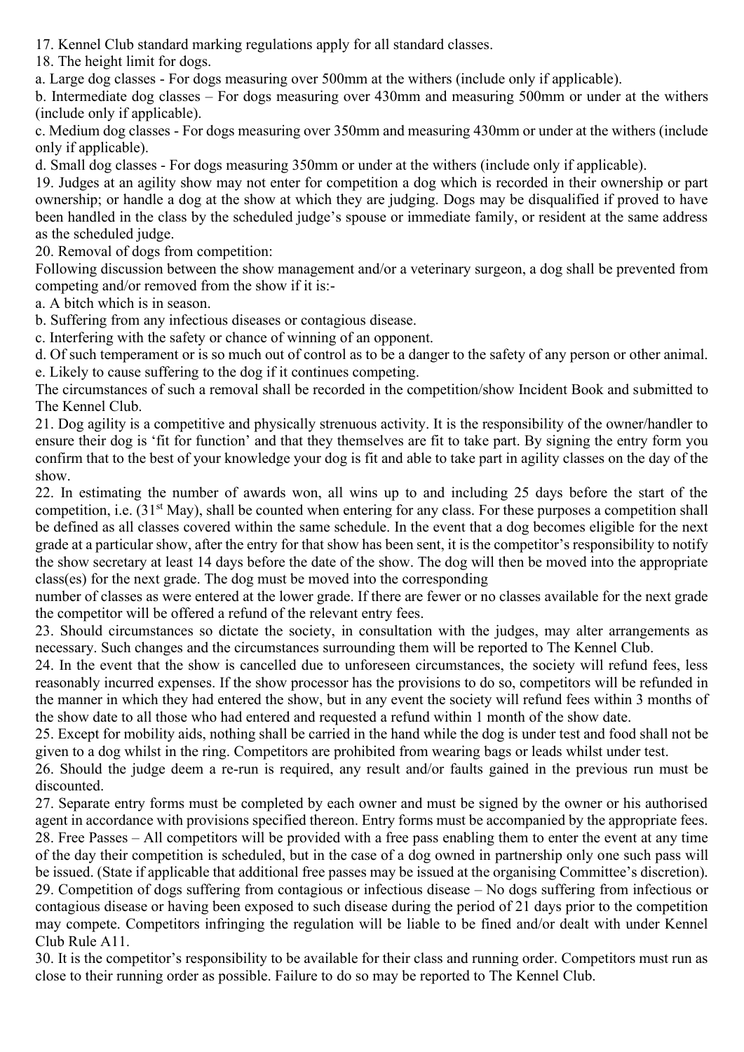17. Kennel Club standard marking regulations apply for all standard classes.

18. The height limit for dogs.

a. Large dog classes - For dogs measuring over 500mm at the withers (include only if applicable).

b. Intermediate dog classes – For dogs measuring over 430mm and measuring 500mm or under at the withers (include only if applicable).

c. Medium dog classes - For dogs measuring over 350mm and measuring 430mm or under at the withers (include only if applicable).

d. Small dog classes - For dogs measuring 350mm or under at the withers (include only if applicable).

19. Judges at an agility show may not enter for competition a dog which is recorded in their ownership or part ownership; or handle a dog at the show at which they are judging. Dogs may be disqualified if proved to have been handled in the class by the scheduled judge's spouse or immediate family, or resident at the same address as the scheduled judge.

20. Removal of dogs from competition:

Following discussion between the show management and/or a veterinary surgeon, a dog shall be prevented from competing and/or removed from the show if it is:-

a. A bitch which is in season.

b. Suffering from any infectious diseases or contagious disease.

c. Interfering with the safety or chance of winning of an opponent.

d. Of such temperament or is so much out of control as to be a danger to the safety of any person or other animal.

e. Likely to cause suffering to the dog if it continues competing.

The circumstances of such a removal shall be recorded in the competition/show Incident Book and submitted to The Kennel Club.

21. Dog agility is a competitive and physically strenuous activity. It is the responsibility of the owner/handler to ensure their dog is 'fit for function' and that they themselves are fit to take part. By signing the entry form you confirm that to the best of your knowledge your dog is fit and able to take part in agility classes on the day of the show.

22. In estimating the number of awards won, all wins up to and including 25 days before the start of the competition, i.e. (31st May), shall be counted when entering for any class. For these purposes a competition shall be defined as all classes covered within the same schedule. In the event that a dog becomes eligible for the next grade at a particular show, after the entry for that show has been sent, it is the competitor's responsibility to notify the show secretary at least 14 days before the date of the show. The dog will then be moved into the appropriate class(es) for the next grade. The dog must be moved into the corresponding number of classes as were entered at the lower grade. If there are fewer or no classes available for the next grade the competitor will be offered a refund of the relevant entry fees.

23. Should circumstances so dictate the society, in consultation with the judges, may alter arrangements as necessary. Such changes and the circumstances surrounding them will be reported to The Kennel Club.

24. In the event that the show is cancelled due to unforeseen circumstances, the society will refund fees, less reasonably incurred expenses. If the show processor has the provisions to do so, competitors will be refunded in the manner in which they had entered the show, but in any event the society will refund fees within 3 months of the show date to all those who had entered and requested a refund within 1 month of the show date.

25. Except for mobility aids, nothing shall be carried in the hand while the dog is under test and food shall not be given to a dog whilst in the ring. Competitors are prohibited from wearing bags or leads whilst under test.

26. Should the judge deem a re-run is required, any result and/or faults gained in the previous run must be discounted.

27. Separate entry forms must be completed by each owner and must be signed by the owner or his authorised agent in accordance with provisions specified thereon. Entry forms must be accompanied by the appropriate fees.

28. Free Passes – All competitors will be provided with a free pass enabling them to enter the event at any time of the day their competition is scheduled, but in the case of a dog owned in partnership only one such pass will be issued. (State if applicable that additional free passes may be issued at the organising Committee's discretion).

29. Competition of dogs suffering from contagious or infectious disease – No dogs suffering from infectious or contagious disease or having been exposed to such disease during the period of 21 days prior to the competition may compete. Competitors infringing the regulation will be liable to be fined and/or dealt with under Kennel Club Rule A11.

30. It is the competitor's responsibility to be available for their class and running order. Competitors must run as close to their running order as possible. Failure to do so may be reported to The Kennel Club.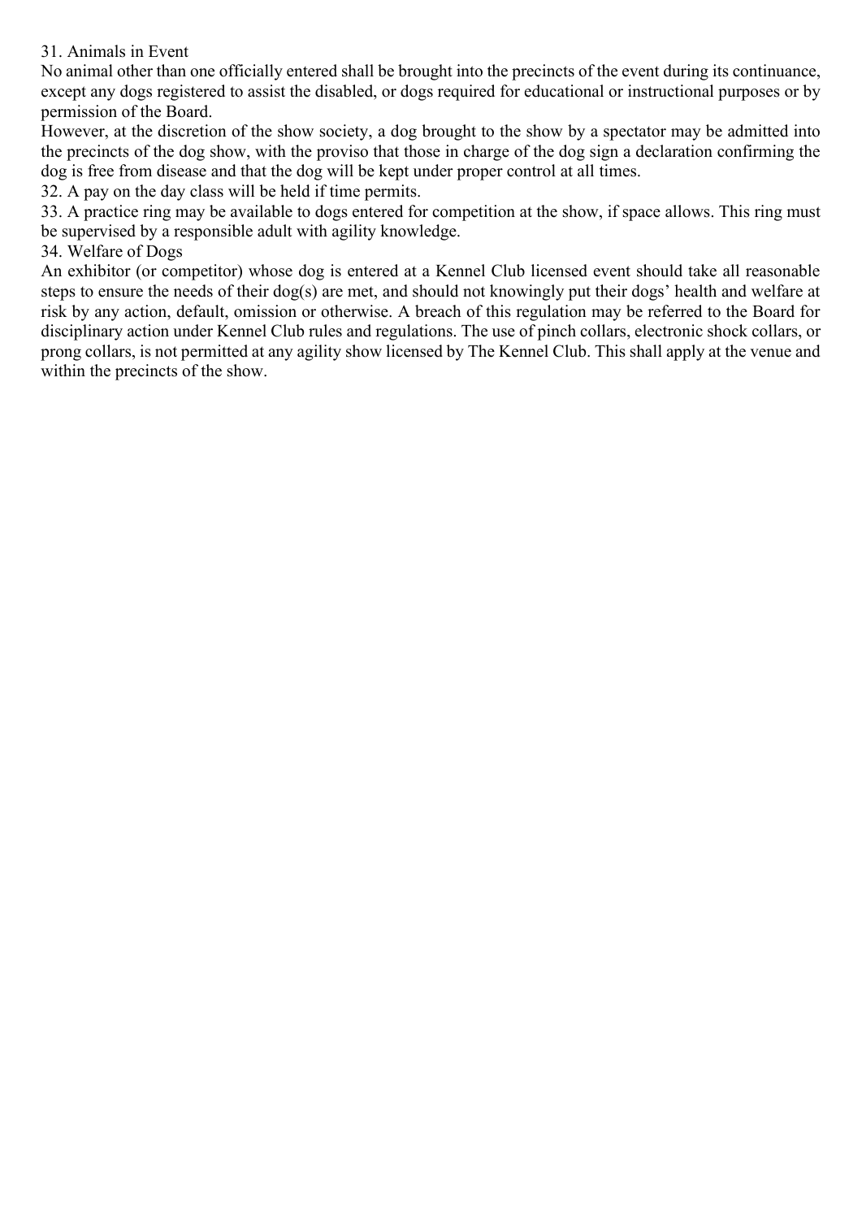31. Animals in Event

No animal other than one officially entered shall be brought into the precincts of the event during its continuance, except any dogs registered to assist the disabled, or dogs required for educational or instructional purposes or by permission of the Board.

However, at the discretion of the show society, a dog brought to the show by a spectator may be admitted into the precincts of the dog show, with the proviso that those in charge of the dog sign a declaration confirming the dog is free from disease and that the dog will be kept under proper control at all times.

32. A pay on the day class will be held if time permits.

33. A practice ring may be available to dogs entered for competition at the show, if space allows. This ring must be supervised by a responsible adult with agility knowledge.

34. Welfare of Dogs

An exhibitor (or competitor) whose dog is entered at a Kennel Club licensed event should take all reasonable steps to ensure the needs of their dog(s) are met, and should not knowingly put their dogs' health and welfare at risk by any action, default, omission or otherwise. A breach of this regulation may be referred to the Board for disciplinary action under Kennel Club rules and regulations. The use of pinch collars, electronic shock collars, or prong collars, is not permitted at any agility show licensed by The Kennel Club. This shall apply at the venue and within the precincts of the show.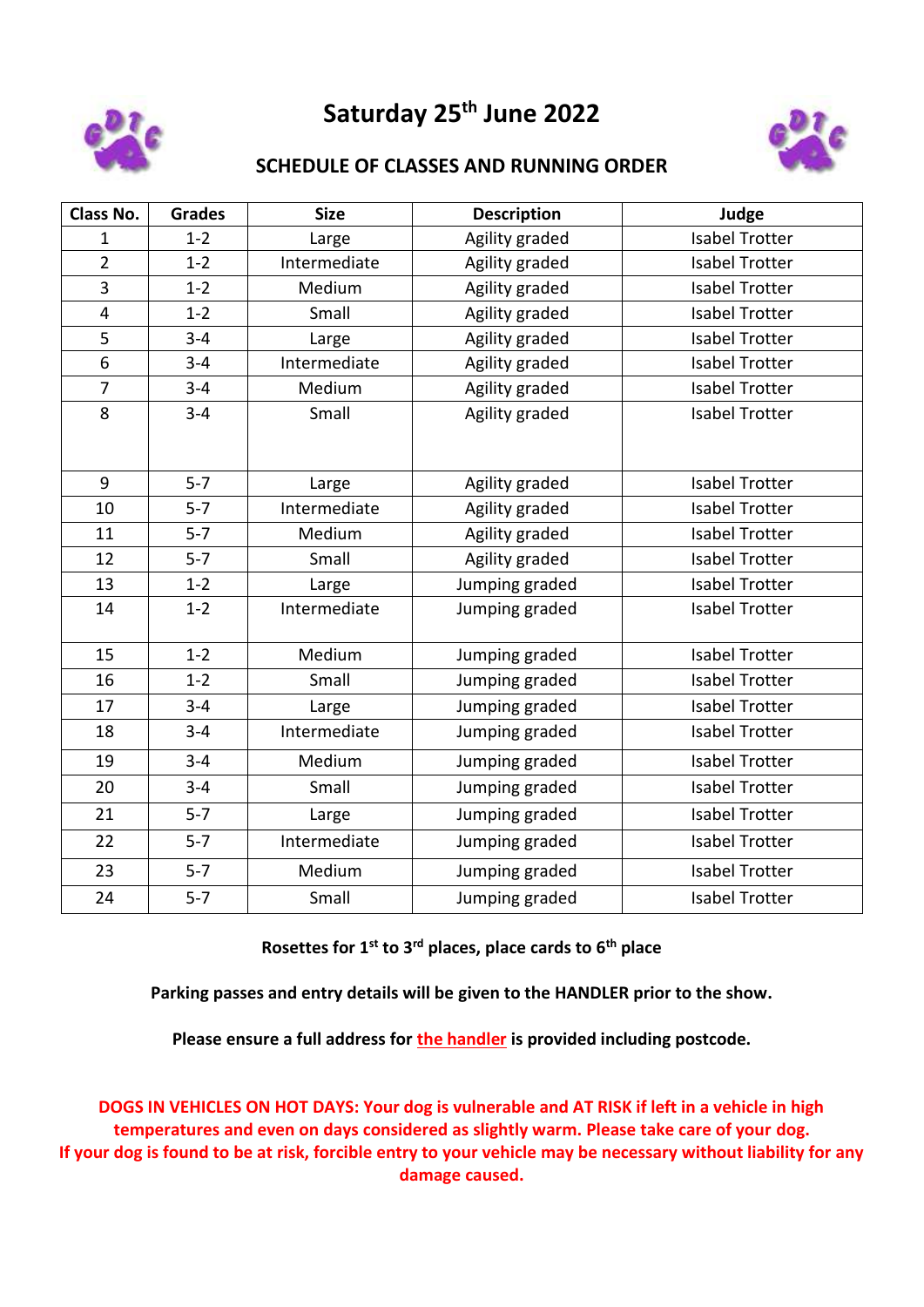# Saturday 25th June 2022

## SCHEDULE OF CLASSES AND RUNNING ORDER

| Class No. | Grades | Size | Description | Judge |
|---|---|---|---|---|
| 1 | 1-2 | Large | Agility graded | Isabel Trotter |
| 2 | 1-2 | Intermediate | Agility graded | Isabel Trotter |
| 3 | 1-2 | Medium | Agility graded | Isabel Trotter |
| 4 | 1-2 | Small | Agility graded | Isabel Trotter |
| 5 | 3-4 | Large | Agility graded | Isabel Trotter |
| 6 | 3-4 | Intermediate | Agility graded | Isabel Trotter |
| 7 | 3-4 | Medium | Agility graded | Isabel Trotter |
| 8 | 3-4 | Small | Agility graded | Isabel Trotter |
| 9 | 5-7 | Large | Agility graded | Isabel Trotter |
| 10 | 5-7 | Intermediate | Agility graded | Isabel Trotter |
| 11 | 5-7 | Medium | Agility graded | Isabel Trotter |
| 12 | 5-7 | Small | Agility graded | Isabel Trotter |
| 13 | 1-2 | Large | Jumping graded | Isabel Trotter |
| 14 | 1-2 | Intermediate | Jumping graded | Isabel Trotter |
| 15 | 1-2 | Medium | Jumping graded | Isabel Trotter |
| 16 | 1-2 | Small | Jumping graded | Isabel Trotter |
| 17 | 3-4 | Large | Jumping graded | Isabel Trotter |
| 18 | 3-4 | Intermediate | Jumping graded | Isabel Trotter |
| 19 | 3-4 | Medium | Jumping graded | Isabel Trotter |
| 20 | 3-4 | Small | Jumping graded | Isabel Trotter |
| 21 | 5-7 | Large | Jumping graded | Isabel Trotter |
| 22 | 5-7 | Intermediate | Jumping graded | Isabel Trotter |
| 23 | 5-7 | Medium | Jumping graded | Isabel Trotter |
| 24 | 5-7 | Small | Jumping graded | Isabel Trotter |

**Rosettes for 1st to 3rd places, place cards to 6th place**

**Parking passes and entry details will be given to the HANDLER prior to the show.**

**Please ensure a full address for the handler is provided including postcode.**

**DOGS IN VEHICLES ON HOT DAYS: Your dog is vulnerable and AT RISK if left in a vehicle in high temperatures and even on days considered as slightly warm. Please take care of your dog. If your dog is found to be at risk, forcible entry to your vehicle may be necessary without liability for any damage caused.**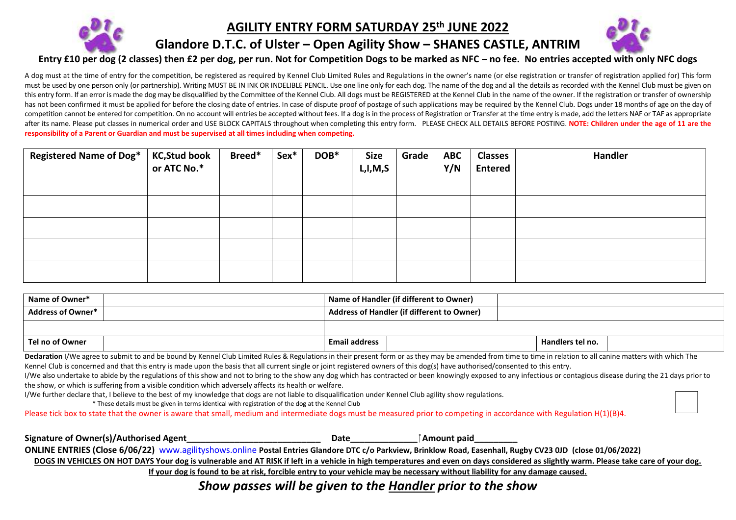# AGILITY ENTRY FORM SATURDAY 25th JUNE 2022

## Glandore D.T.C. of Ulster – Open Agility Show – SHANES CASTLE, ANTRIM

**Entry £10 per dog (2 classes) then £2 per dog, per run. Not for Competition Dogs to be marked as NFC – no fee. No entries accepted with only NFC dogs**

A dog must at the time of entry for the competition, be registered as required by Kennel Club Limited Rules and Regulations in the owner's name (or else registration or transfer of registration applied for) This form must be used by one person only (or partnership). Writing MUST BE IN INK OR INDELIBLE PENCIL. Use one line only for each dog. The name of the dog and all the details as recorded with the Kennel Club must be given on this entry form. If an error is made the dog may be disqualified by the Committee of the Kennel Club. All dogs must be REGISTERED at the Kennel Club in the name of the owner. If the registration or transfer of ownership has not been confirmed it must be applied for before the closing date of entries. In case of dispute proof of postage of such applications may be required by the Kennel Club. Dogs under 18 months of age on the day of competition cannot be entered for competition. On no account will entries be accepted without fees. If a dog is in the process of Registration or Transfer at the time entry is made, add the letters NAF or TAF as appropriate after its name. Please put classes in numerical order and USE BLOCK CAPITALS throughout when completing this entry form. PLEASE CHECK ALL DETAILS BEFORE POSTING. **NOTE: Children under the age of 11 are the responsibility of a Parent or Guardian and must be supervised at all times including when competing.**

| Registered Name of Dog* | KC,Stud book or ATC No.* | Breed* | Sex* | DOB* | Size L,I,M,S | Grade | ABC Y/N | Classes Entered | Handler |
|---|---|---|---|---|---|---|---|---|---|
| | | | | | | | | | |
| | | | | | | | | | |
| | | | | | | | | | |
| | | | | | | | | | |

| | | | | | |
|---|---|---|---|---|---|
| **Name of Owner*** | | **Name of Handler (if different to Owner)** | | | |
| **Address of Owner*** | | **Address of Handler (if different to Owner)** | | | |
| | | | | | |
| **Tel no of Owner** | | **Email address** | | **Handlers tel no.** | |

**Declaration** I/We agree to submit to and be bound by Kennel Club Limited Rules & Regulations in their present form or as they may be amended from time to time in relation to all canine matters with which The Kennel Club is concerned and that this entry is made upon the basis that all current single or joint registered owners of this dog(s) have authorised/consented to this entry.

I/We also undertake to abide by the regulations of this show and not to bring to the show any dog which has contracted or been knowingly exposed to any infectious or contagious disease during the 21 days prior to the show, or which is suffering from a visible condition which adversely affects its health or welfare.

I/We further declare that, I believe to the best of my knowledge that dogs are not liable to disqualification under Kennel Club agility show regulations.

\* These details must be given in terms identical with registration of the dog at the Kennel Club

Please tick box to state that the owner is aware that small, medium and intermediate dogs must be measured prior to competing in accordance with Regulation H(1)(B)4. ☐

**Signature of Owner(s)/Authorised Agent**\_\_\_\_\_\_\_\_\_\_\_\_\_\_\_\_\_\_\_\_\_\_\_\_\_\_\_ **Date**\_\_\_\_\_\_\_\_\_\_\_\_\_\_ **Amount paid**\_\_\_\_\_\_\_\_\_

**ONLINE ENTRIES (Close 6/06/22)** www.agilityshows.online **Postal Entries Glandore DTC c/o Parkview, Brinklow Road, Easenhall, Rugby CV23 0JD (close 01/06/2022)**

**DOGS IN VEHICLES ON HOT DAYS Your dog is vulnerable and AT RISK if left in a vehicle in high temperatures and even on days considered as slightly warm. Please take care of your dog.**

**If your dog is found to be at risk, forcible entry to your vehicle may be necessary without liability for any damage caused.**

***Show passes will be given to the Handler prior to the show***